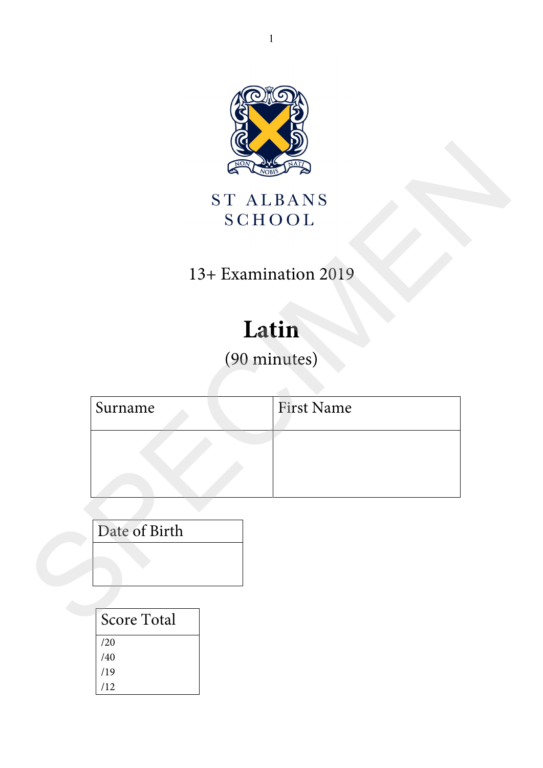ST ALBANS SCHOOL

NON NOBIS NATI

13+ Examination 2019

# Latin

(90 minutes)

| Surname | First Name |
| --- | --- |
| | |

| Date of Birth |
| --- |
| |

| Score Total |
| --- |
| /20 |
| /40 |
| /19 |
| /12 |

SPECIMEN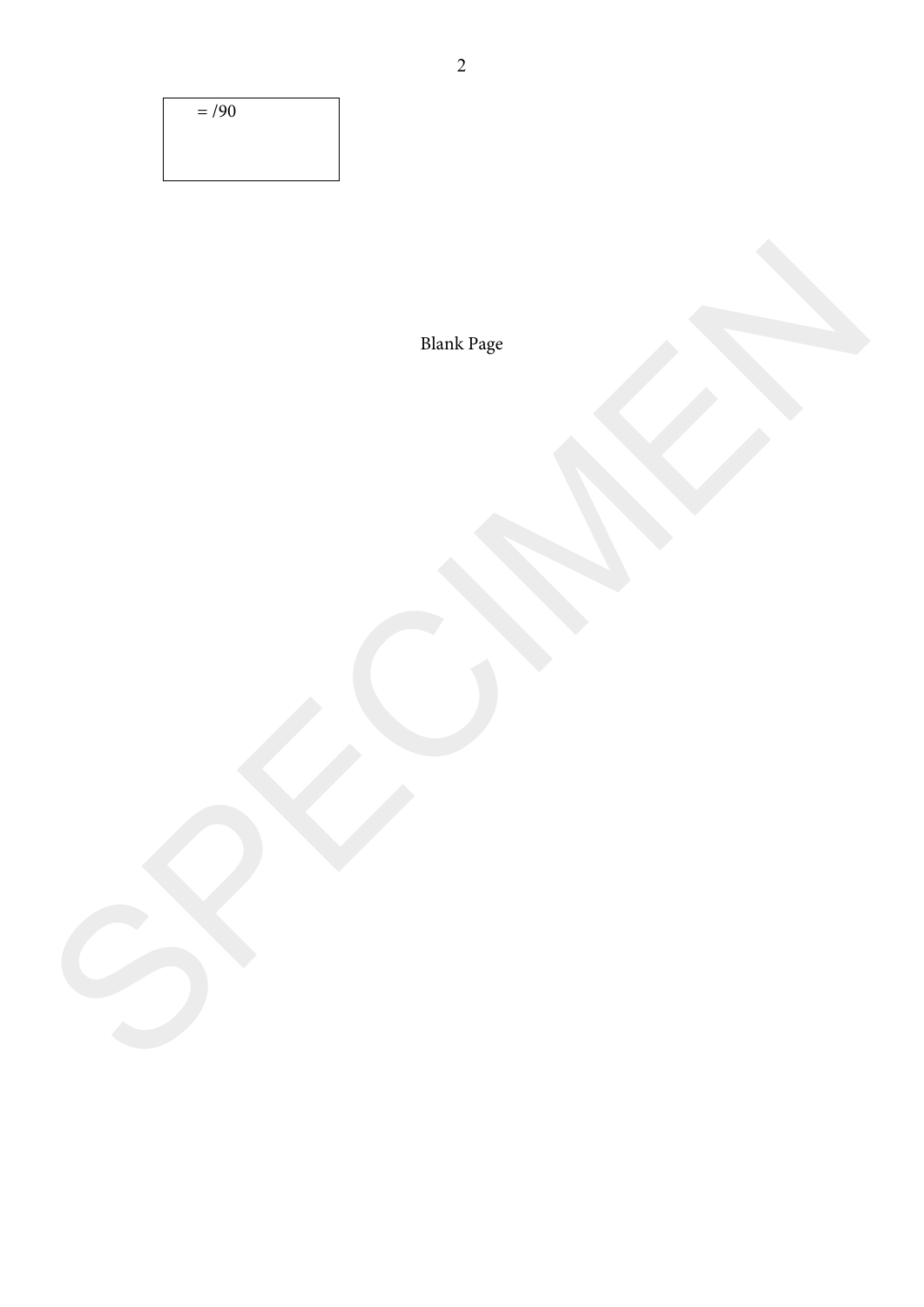= /90

Blank Page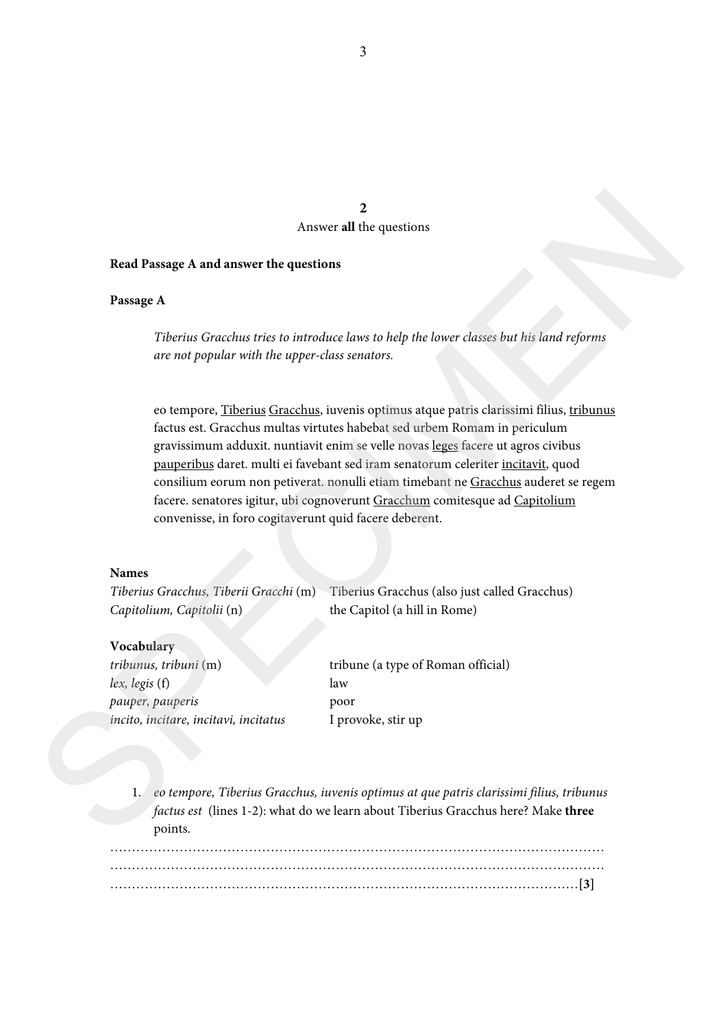**2**

Answer **all** the questions

**Read Passage A and answer the questions**

**Passage A**

*Tiberius Gracchus tries to introduce laws to help the lower classes but his land reforms are not popular with the upper-class senators.*

eo tempore, <u>Tiberius</u> <u>Gracchus</u>, iuvenis optimus atque patris clarissimi filius, <u>tribunus</u> factus est. Gracchus multas virtutes habebat sed urbem Romam in periculum gravissimum adduxit. nuntiavit enim se velle novas <u>leges</u> facere ut agros civibus <u>pauperibus</u> daret. multi ei favebant sed iram senatorum celeriter <u>incitavit</u>, quod consilium eorum non petiverat. nonulli etiam timebant ne <u>Gracchus</u> auderet se regem facere. senatores igitur, ubi cognoverunt <u>Gracchum</u> comitesque ad <u>Capitolium</u> convenisse, in foro cogitaverunt quid facere deberent.

**Names**

| | |
|---|---|
| *Tiberius Gracchus, Tiberii Gracchi* (m) | Tiberius Gracchus (also just called Gracchus) |
| *Capitolium, Capitolii* (n) | the Capitol (a hill in Rome) |

**Vocabulary**

| | |
|---|---|
| *tribunus, tribuni* (m) | tribune (a type of Roman official) |
| *lex, legis* (f) | law |
| *pauper, pauperis* | poor |
| *incito, incitare, incitavi, incitatus* | I provoke, stir up |

1. *eo tempore, Tiberius Gracchus, iuvenis optimus at que patris clarissimi filius, tribunus factus est* (lines 1-2): what do we learn about Tiberius Gracchus here? Make **three** points.

………………………………………………………………………………………………………
………………………………………………………………………………………………………
……………………………………………………………………………………………………**[3]**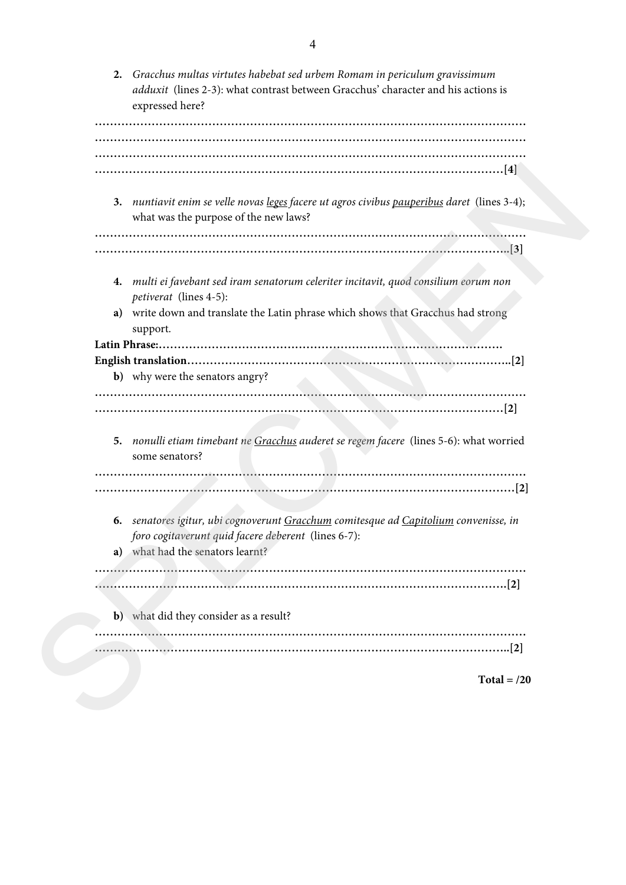2. *Gracchus multas virtutes habebat sed urbem Romam in periculum gravissimum adduxit* (lines 2-3): what contrast between Gracchus' character and his actions is expressed here?

……………………………………………………………………………………………………
……………………………………………………………………………………………………
……………………………………………………………………………………………………
……………………………………………………………………………………………………**[4]**

3. *nuntiavit enim se velle novas leges facere ut agros civibus pauperibus daret* (lines 3-4); what was the purpose of the new laws?

……………………………………………………………………………………………………
……………………………………………………………………………………………………**[3]**

4. *multi ei favebant sed iram senatorum celeriter incitavit, quod consilium eorum non petiverat* (lines 4-5):

a) write down and translate the Latin phrase which shows that Gracchus had strong support.

**Latin Phrase:**……………………………………………………………………………………

**English translation**……………………………………………………………………………**[2]**

b) why were the senators angry?

……………………………………………………………………………………………………
……………………………………………………………………………………………………**[2]**

5. *nonulli etiam timebant ne Gracchus auderet se regem facere* (lines 5-6): what worried some senators?

……………………………………………………………………………………………………
……………………………………………………………………………………………………**[2]**

6. *senatores igitur, ubi cognoverunt Gracchum comitesque ad Capitolium convenisse, in foro cogitaverunt quid facere deberent* (lines 6-7):

a) what had the senators learnt?

……………………………………………………………………………………………………
……………………………………………………………………………………………………**[2]**

b) what did they consider as a result?

……………………………………………………………………………………………………
……………………………………………………………………………………………………**[2]**

**Total = /20**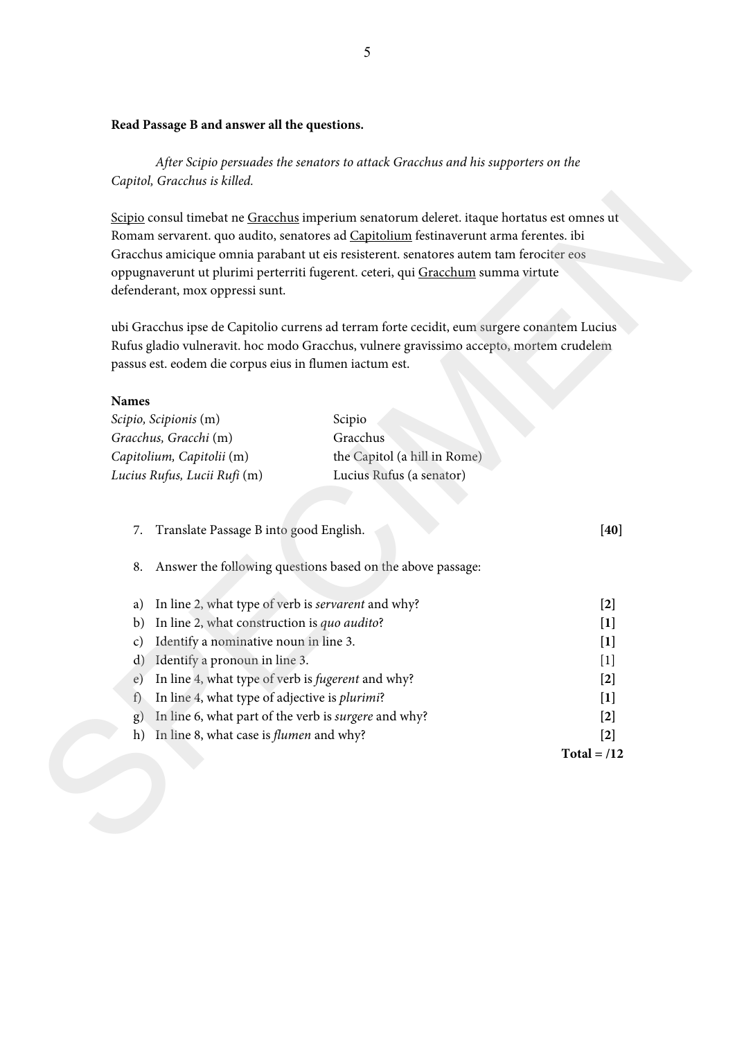**Read Passage B and answer all the questions.**

*After Scipio persuades the senators to attack Gracchus and his supporters on the Capitol, Gracchus is killed.*

<u>Scipio</u> consul timebat ne <u>Gracchus</u> imperium senatorum deleret. itaque hortatus est omnes ut Romam servarent. quo audito, senatores ad <u>Capitolium</u> festinaverunt arma ferentes. ibi Gracchus amicique omnia parabant ut eis resisterent. senatores autem tam ferociter eos oppugnaverunt ut plurimi perterriti fugerent. ceteri, qui <u>Gracchum</u> summa virtute defenderant, mox oppressi sunt.

ubi Gracchus ipse de Capitolio currens ad terram forte cecidit, eum surgere conantem Lucius Rufus gladio vulneravit. hoc modo Gracchus, vulnere gravissimo accepto, mortem crudelem passus est. eodem die corpus eius in flumen iactum est.

**Names**

| | |
|---|---|
| *Scipio, Scipionis* (m) | Scipio |
| *Gracchus, Gracchi* (m) | Gracchus |
| *Capitolium, Capitolii* (m) | the Capitol (a hill in Rome) |
| *Lucius Rufus, Lucii Rufi* (m) | Lucius Rufus (a senator) |

7. Translate Passage B into good English. **[40]**

8. Answer the following questions based on the above passage:

a) In line 2, what type of verb is *servarent* and why? **[2]**

b) In line 2, what construction is *quo audito*? **[1]**

c) Identify a nominative noun in line 3. **[1]**

d) Identify a pronoun in line 3. [1]

e) In line 4, what type of verb is *fugerent* and why? **[2]**

f) In line 4, what type of adjective is *plurimi*? **[1]**

g) In line 6, what part of the verb is *surgere* and why? **[2]**

h) In line 8, what case is *flumen* and why? **[2]**

**Total = /12**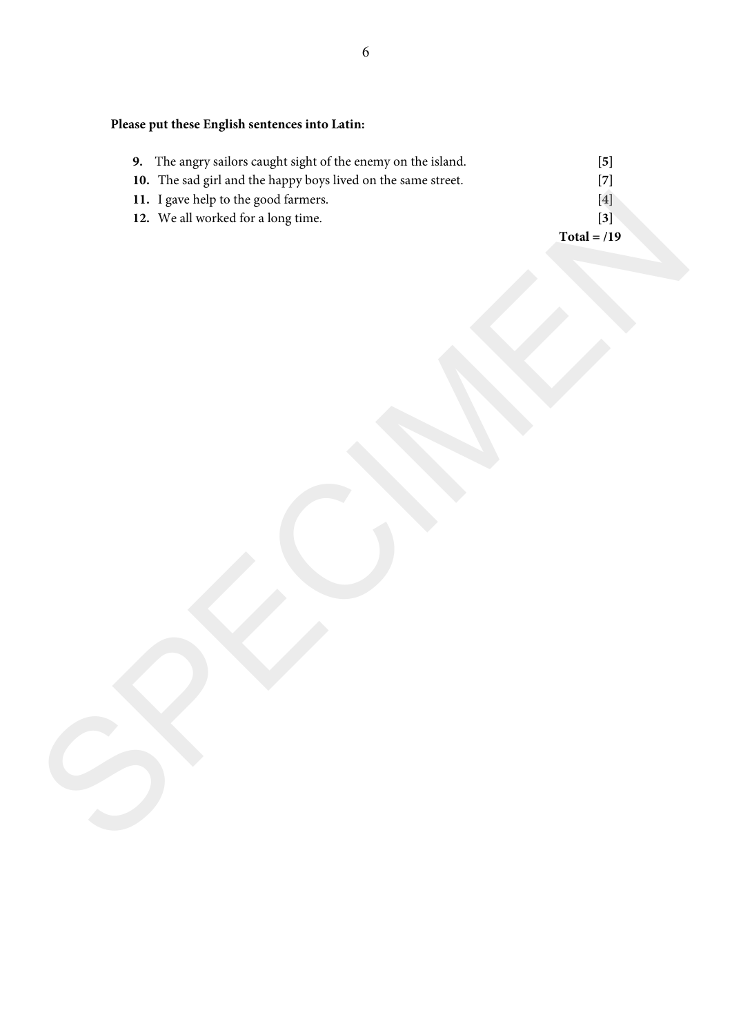**Please put these English sentences into Latin:**

9. The angry sailors caught sight of the enemy on the island. **[5]**
10. The sad girl and the happy boys lived on the same street. **[7]**
11. I gave help to the good farmers. **[4]**
12. We all worked for a long time. **[3]**

**Total = /19**